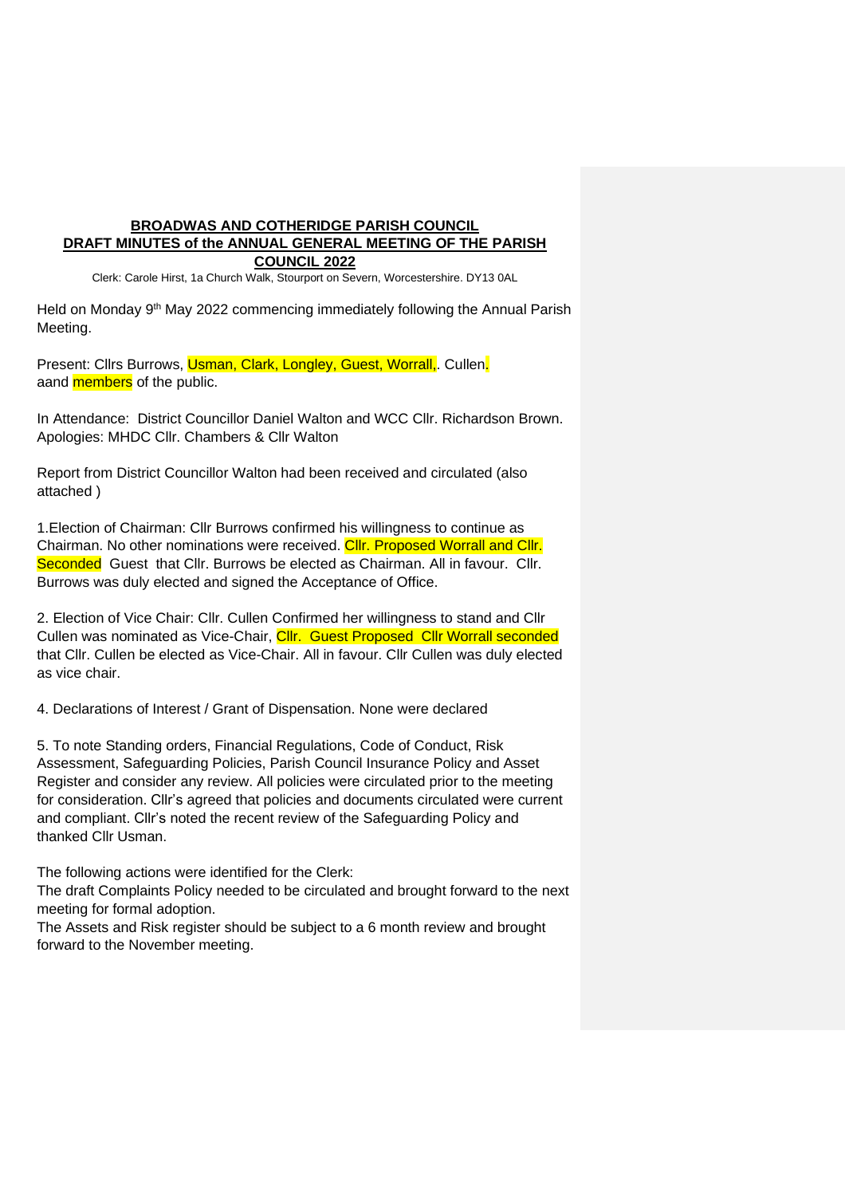**BROADWAS AND COTHERIDGE PARISH COUNCIL**
**DRAFT MINUTES of the ANNUAL GENERAL MEETING OF THE PARISH COUNCIL 2022**

Clerk: Carole Hirst, 1a Church Walk, Stourport on Severn, Worcestershire. DY13 0AL

Held on Monday 9th May 2022 commencing immediately following the Annual Parish Meeting.

Present: Cllrs Burrows, Usman, Clark, Longley, Guest, Worrall,. Cullen.
aand members of the public.

In Attendance: District Councillor Daniel Walton and WCC Cllr. Richardson Brown.
Apologies: MHDC Cllr. Chambers & Cllr Walton

Report from District Councillor Walton had been received and circulated (also attached )

1.Election of Chairman: Cllr Burrows confirmed his willingness to continue as Chairman. No other nominations were received. Cllr. Proposed Worrall and Cllr. Seconded Guest that Cllr. Burrows be elected as Chairman. All in favour. Cllr. Burrows was duly elected and signed the Acceptance of Office.

2. Election of Vice Chair: Cllr. Cullen Confirmed her willingness to stand and Cllr Cullen was nominated as Vice-Chair, Cllr. Guest Proposed Cllr Worrall seconded that Cllr. Cullen be elected as Vice-Chair. All in favour. Cllr Cullen was duly elected as vice chair.

4. Declarations of Interest / Grant of Dispensation. None were declared

5. To note Standing orders, Financial Regulations, Code of Conduct, Risk Assessment, Safeguarding Policies, Parish Council Insurance Policy and Asset Register and consider any review. All policies were circulated prior to the meeting for consideration. Cllr's agreed that policies and documents circulated were current and compliant. Cllr's noted the recent review of the Safeguarding Policy and thanked Cllr Usman.

The following actions were identified for the Clerk:
The draft Complaints Policy needed to be circulated and brought forward to the next meeting for formal adoption.
The Assets and Risk register should be subject to a 6 month review and brought forward to the November meeting.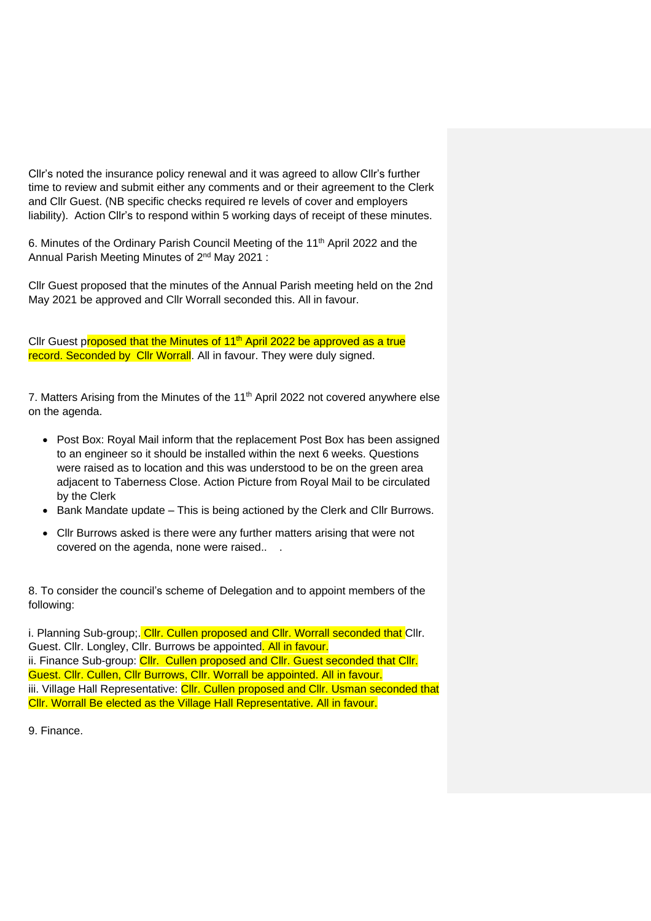Cllr's noted the insurance policy renewal and it was agreed to allow Cllr's further time to review and submit either any comments and or their agreement to the Clerk and Cllr Guest. (NB specific checks required re levels of cover and employers liability). Action Cllr's to respond within 5 working days of receipt of these minutes.

6. Minutes of the Ordinary Parish Council Meeting of the 11th April 2022 and the Annual Parish Meeting Minutes of 2nd May 2021 :

Cllr Guest proposed that the minutes of the Annual Parish meeting held on the 2nd May 2021 be approved and Cllr Worrall seconded this. All in favour.

Cllr Guest proposed that the Minutes of 11th April 2022 be approved as a true record. Seconded by Cllr Worrall. All in favour. They were duly signed.

7. Matters Arising from the Minutes of the 11th April 2022 not covered anywhere else on the agenda.

- Post Box: Royal Mail inform that the replacement Post Box has been assigned to an engineer so it should be installed within the next 6 weeks. Questions were raised as to location and this was understood to be on the green area adjacent to Taberness Close. Action Picture from Royal Mail to be circulated by the Clerk
- Bank Mandate update – This is being actioned by the Clerk and Cllr Burrows.
- Cllr Burrows asked is there were any further matters arising that were not covered on the agenda, none were raised.. .

8. To consider the council's scheme of Delegation and to appoint members of the following:

i. Planning Sub-group;. Cllr. Cullen proposed and Cllr. Worrall seconded that Cllr. Guest. Cllr. Longley, Cllr. Burrows be appointed. All in favour.
ii. Finance Sub-group: Cllr. Cullen proposed and Cllr. Guest seconded that Cllr. Guest. Cllr. Cullen, Cllr Burrows, Cllr. Worrall be appointed. All in favour.
iii. Village Hall Representative: Cllr. Cullen proposed and Cllr. Usman seconded that Cllr. Worrall Be elected as the Village Hall Representative. All in favour.

9. Finance.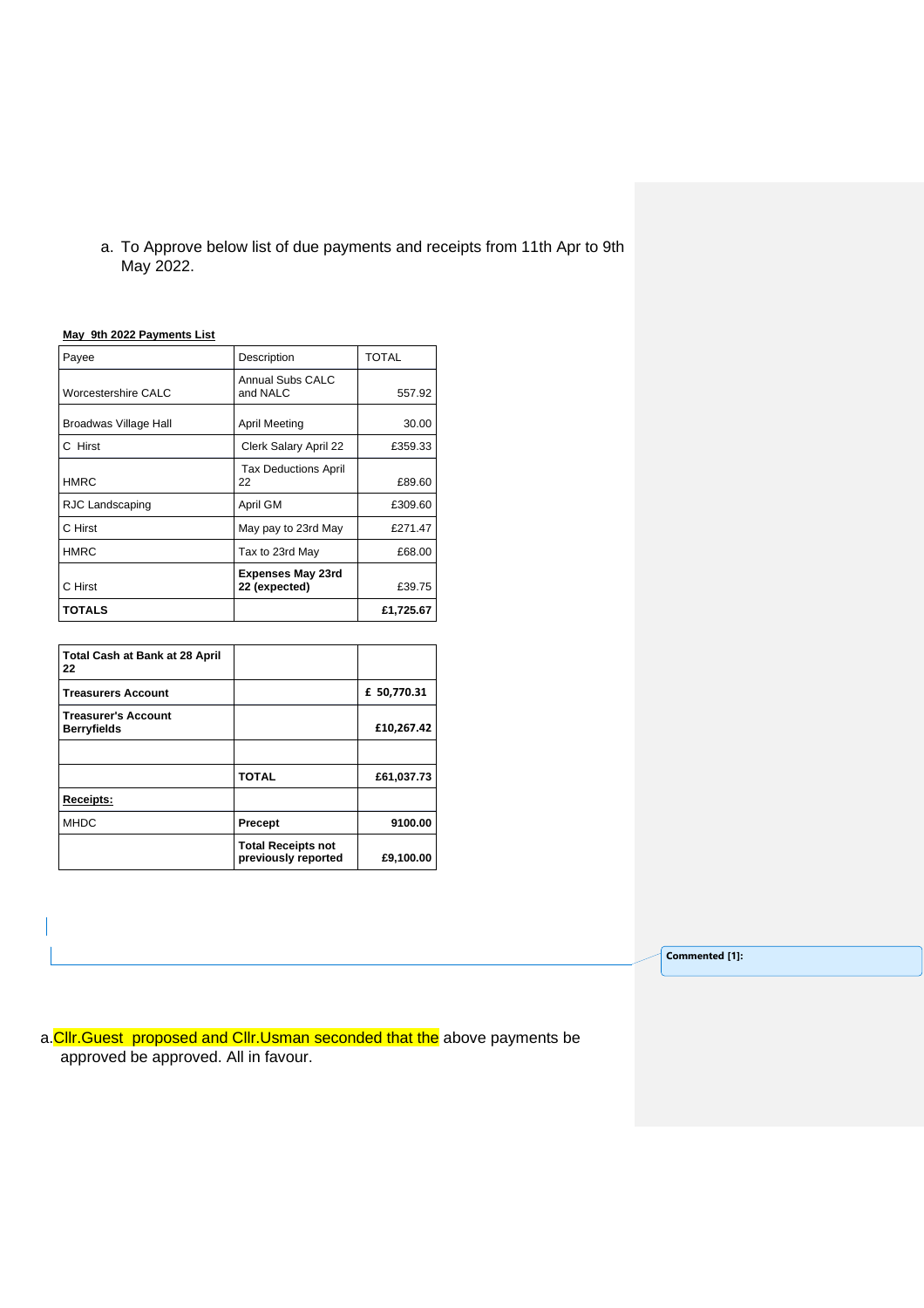a. To Approve below list of due payments and receipts from 11th Apr to 9th May 2022.

**May 9th 2022 Payments List**

| Payee | Description | TOTAL |
|---|---|---|
| Worcestershire CALC | Annual Subs CALC and NALC | 557.92 |
| Broadwas Village Hall | April Meeting | 30.00 |
| C Hirst | Clerk Salary April 22 | £359.33 |
| HMRC | Tax Deductions April 22 | £89.60 |
| RJC Landscaping | April GM | £309.60 |
| C Hirst | May pay to 23rd May | £271.47 |
| HMRC | Tax to 23rd May | £68.00 |
| C Hirst | **Expenses May 23rd 22 (expected)** | £39.75 |
| **TOTALS** | | **£1,725.67** |

| **Total Cash at Bank at 28 April 22** | | |
|---|---|---|
| **Treasurers Account** | | **£ 50,770.31** |
| **Treasurer's Account Berryfields** | | **£10,267.42** |
| | | |
| | **TOTAL** | **£61,037.73** |
| **Receipts:** | | |
| MHDC | **Precept** | **9100.00** |
| | **Total Receipts not previously reported** | **£9,100.00** |

Commented [1]:

a. Cllr.Guest proposed and Cllr.Usman seconded that the above payments be approved be approved. All in favour.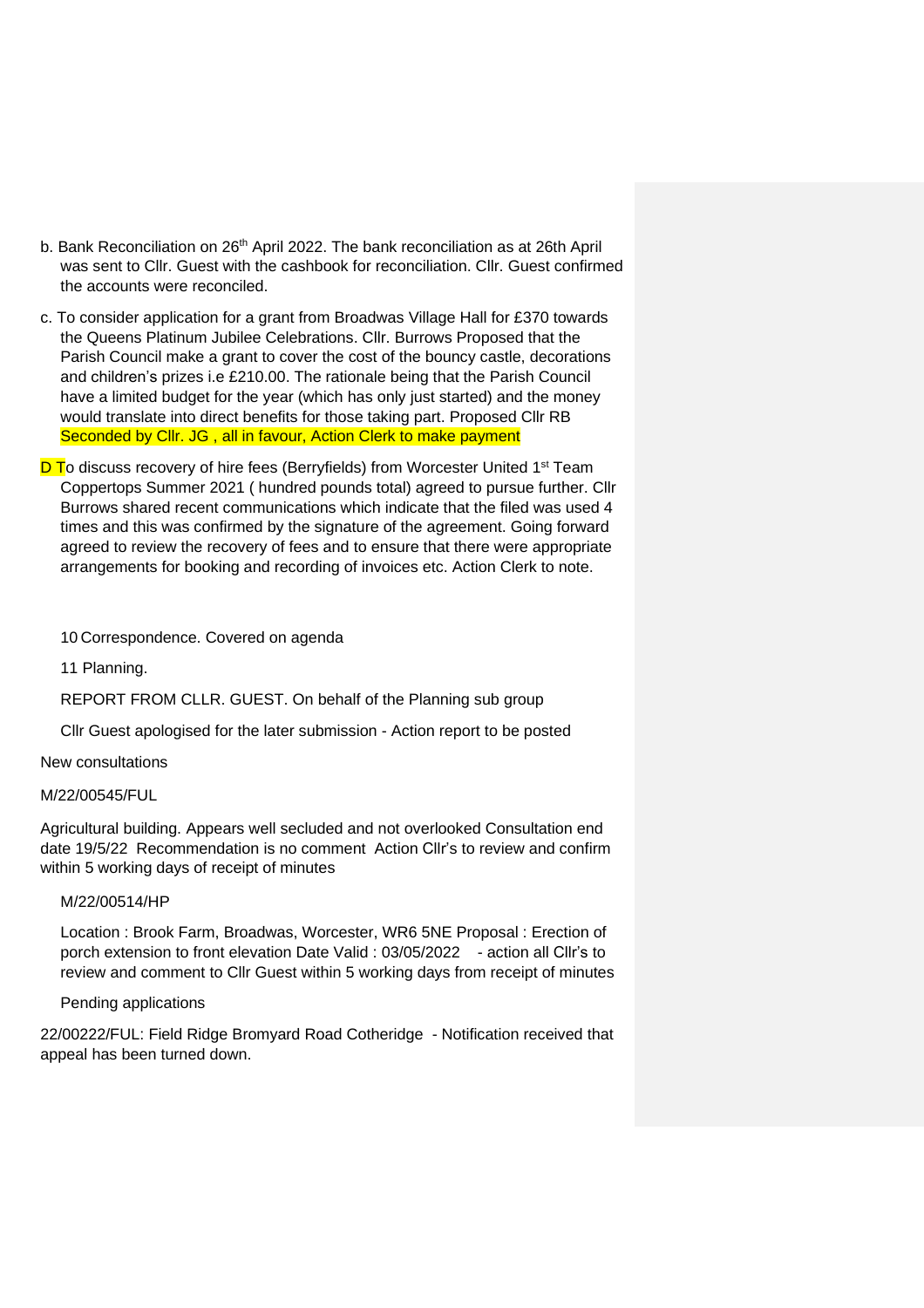b. Bank Reconciliation on 26th April 2022. The bank reconciliation as at 26th April was sent to Cllr. Guest with the cashbook for reconciliation. Cllr. Guest confirmed the accounts were reconciled.

c. To consider application for a grant from Broadwas Village Hall for £370 towards the Queens Platinum Jubilee Celebrations. Cllr. Burrows Proposed that the Parish Council make a grant to cover the cost of the bouncy castle, decorations and children's prizes i.e £210.00. The rationale being that the Parish Council have a limited budget for the year (which has only just started) and the money would translate into direct benefits for those taking part. Proposed Cllr RB Seconded by Cllr. JG , all in favour, Action Clerk to make payment

D To discuss recovery of hire fees (Berryfields) from Worcester United 1st Team Coppertops Summer 2021 ( hundred pounds total) agreed to pursue further. Cllr Burrows shared recent communications which indicate that the filed was used 4 times and this was confirmed by the signature of the agreement. Going forward agreed to review the recovery of fees and to ensure that there were appropriate arrangements for booking and recording of invoices etc. Action Clerk to note.

10 Correspondence. Covered on agenda

11 Planning.

REPORT FROM CLLR. GUEST. On behalf of the Planning sub group

Cllr Guest apologised for the later submission - Action report to be posted

New consultations

M/22/00545/FUL

Agricultural building. Appears well secluded and not overlooked Consultation end date 19/5/22 Recommendation is no comment Action Cllr's to review and confirm within 5 working days of receipt of minutes

M/22/00514/HP

Location : Brook Farm, Broadwas, Worcester, WR6 5NE Proposal : Erection of porch extension to front elevation Date Valid : 03/05/2022 - action all Cllr's to review and comment to Cllr Guest within 5 working days from receipt of minutes

Pending applications

22/00222/FUL: Field Ridge Bromyard Road Cotheridge - Notification received that appeal has been turned down.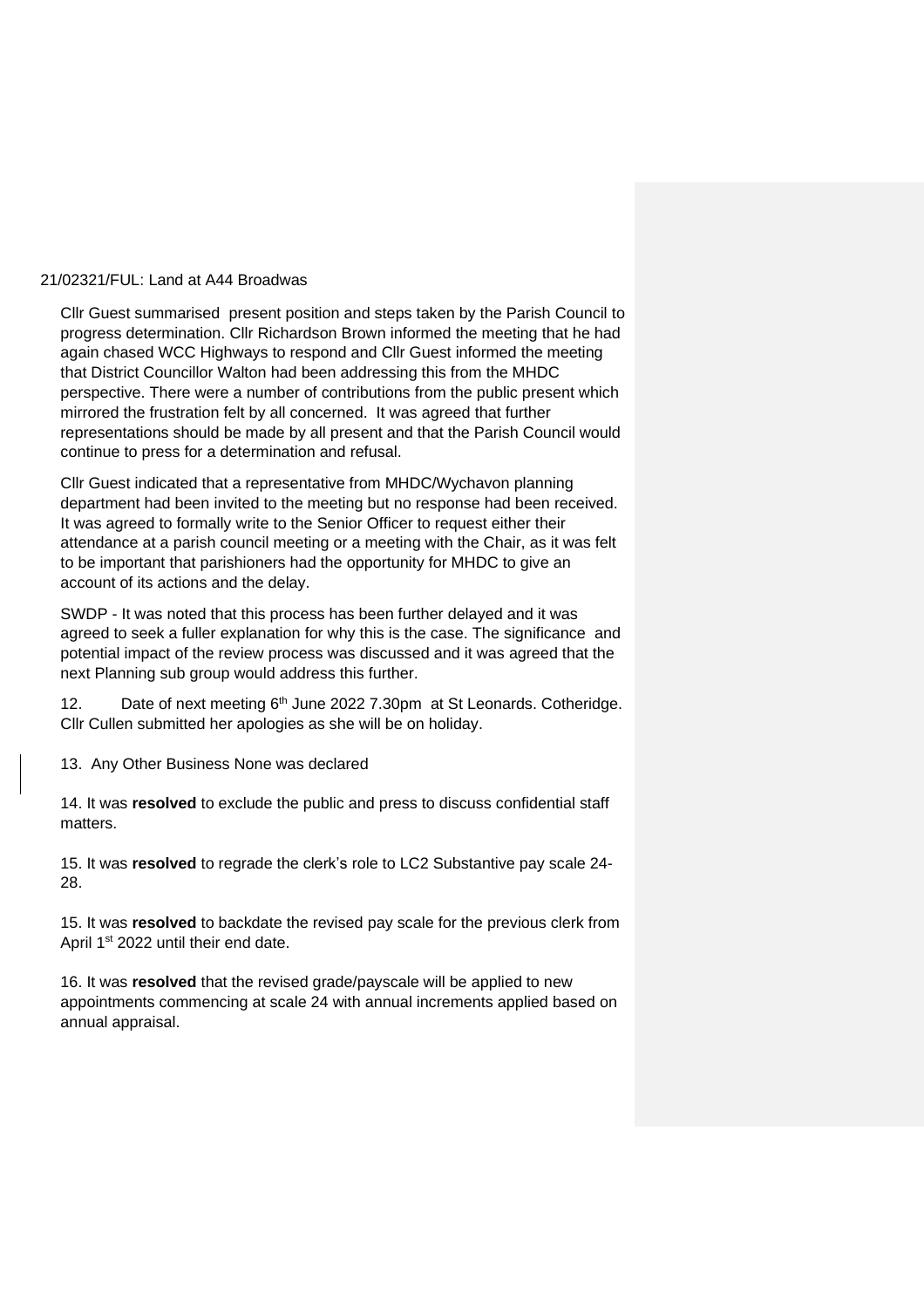21/02321/FUL: Land at A44 Broadwas

Cllr Guest summarised present position and steps taken by the Parish Council to progress determination. Cllr Richardson Brown informed the meeting that he had again chased WCC Highways to respond and Cllr Guest informed the meeting that District Councillor Walton had been addressing this from the MHDC perspective. There were a number of contributions from the public present which mirrored the frustration felt by all concerned. It was agreed that further representations should be made by all present and that the Parish Council would continue to press for a determination and refusal.

Cllr Guest indicated that a representative from MHDC/Wychavon planning department had been invited to the meeting but no response had been received. It was agreed to formally write to the Senior Officer to request either their attendance at a parish council meeting or a meeting with the Chair, as it was felt to be important that parishioners had the opportunity for MHDC to give an account of its actions and the delay.

SWDP - It was noted that this process has been further delayed and it was agreed to seek a fuller explanation for why this is the case. The significance and potential impact of the review process was discussed and it was agreed that the next Planning sub group would address this further.

12. Date of next meeting 6th June 2022 7.30pm at St Leonards. Cotheridge. Cllr Cullen submitted her apologies as she will be on holiday.

13. Any Other Business None was declared

14. It was **resolved** to exclude the public and press to discuss confidential staff matters.

15. It was **resolved** to regrade the clerk's role to LC2 Substantive pay scale 24-28.

15. It was **resolved** to backdate the revised pay scale for the previous clerk from April 1st 2022 until their end date.

16. It was **resolved** that the revised grade/payscale will be applied to new appointments commencing at scale 24 with annual increments applied based on annual appraisal.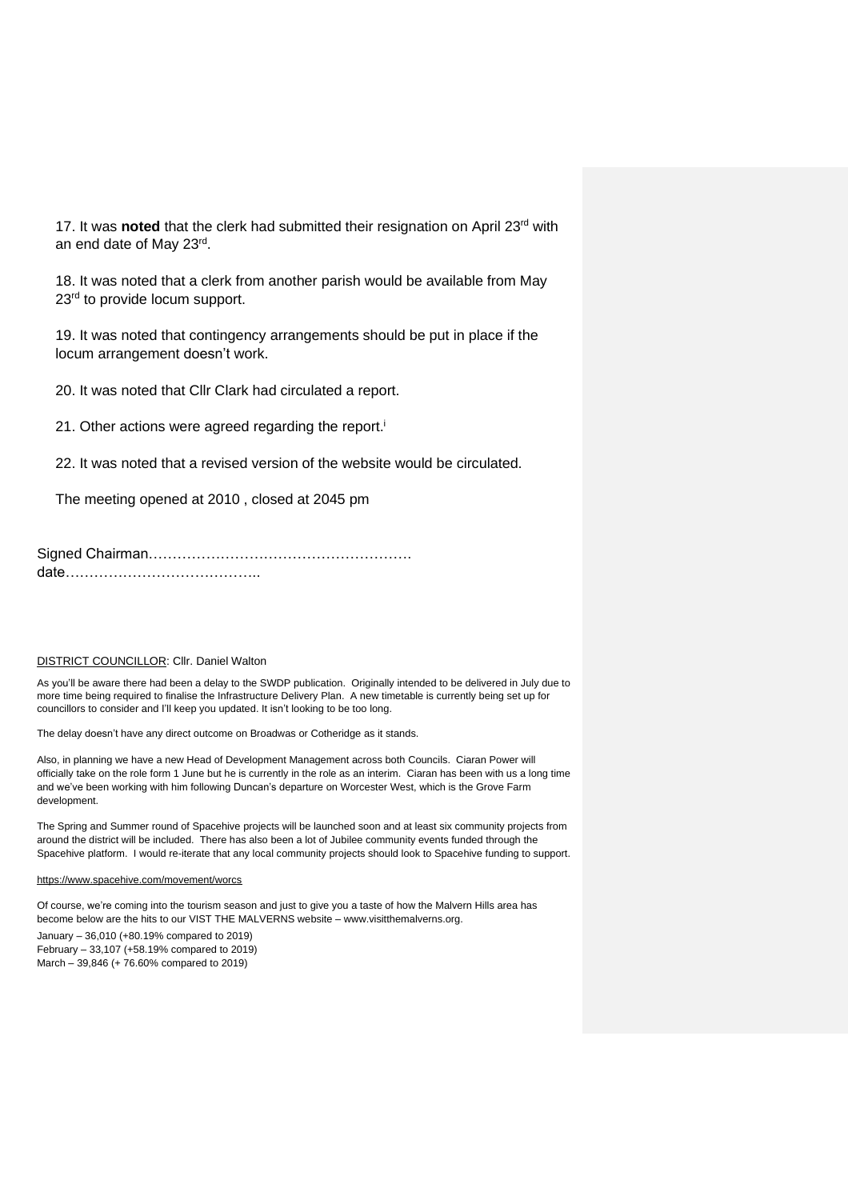17. It was **noted** that the clerk had submitted their resignation on April 23rd with an end date of May 23rd.

18. It was noted that a clerk from another parish would be available from May 23rd to provide locum support.

19. It was noted that contingency arrangements should be put in place if the locum arrangement doesn't work.

20. It was noted that Cllr Clark had circulated a report.

21. Other actions were agreed regarding the report.[i]

22. It was noted that a revised version of the website would be circulated.

The meeting opened at 2010 , closed at 2045 pm

Signed Chairman……………………………………………….
date…………………………………..

DISTRICT COUNCILLOR: Cllr. Daniel Walton

As you'll be aware there had been a delay to the SWDP publication. Originally intended to be delivered in July due to more time being required to finalise the Infrastructure Delivery Plan. A new timetable is currently being set up for councillors to consider and I'll keep you updated. It isn't looking to be too long.

The delay doesn't have any direct outcome on Broadwas or Cotheridge as it stands.

Also, in planning we have a new Head of Development Management across both Councils. Ciaran Power will officially take on the role form 1 June but he is currently in the role as an interim. Ciaran has been with us a long time and we've been working with him following Duncan's departure on Worcester West, which is the Grove Farm development.

The Spring and Summer round of Spacehive projects will be launched soon and at least six community projects from around the district will be included. There has also been a lot of Jubilee community events funded through the Spacehive platform. I would re-iterate that any local community projects should look to Spacehive funding to support.

https://www.spacehive.com/movement/worcs

Of course, we're coming into the tourism season and just to give you a taste of how the Malvern Hills area has become below are the hits to our VIST THE MALVERNS website – www.visitthemalverns.org.

January – 36,010 (+80.19% compared to 2019)
February – 33,107 (+58.19% compared to 2019)
March – 39,846 (+ 76.60% compared to 2019)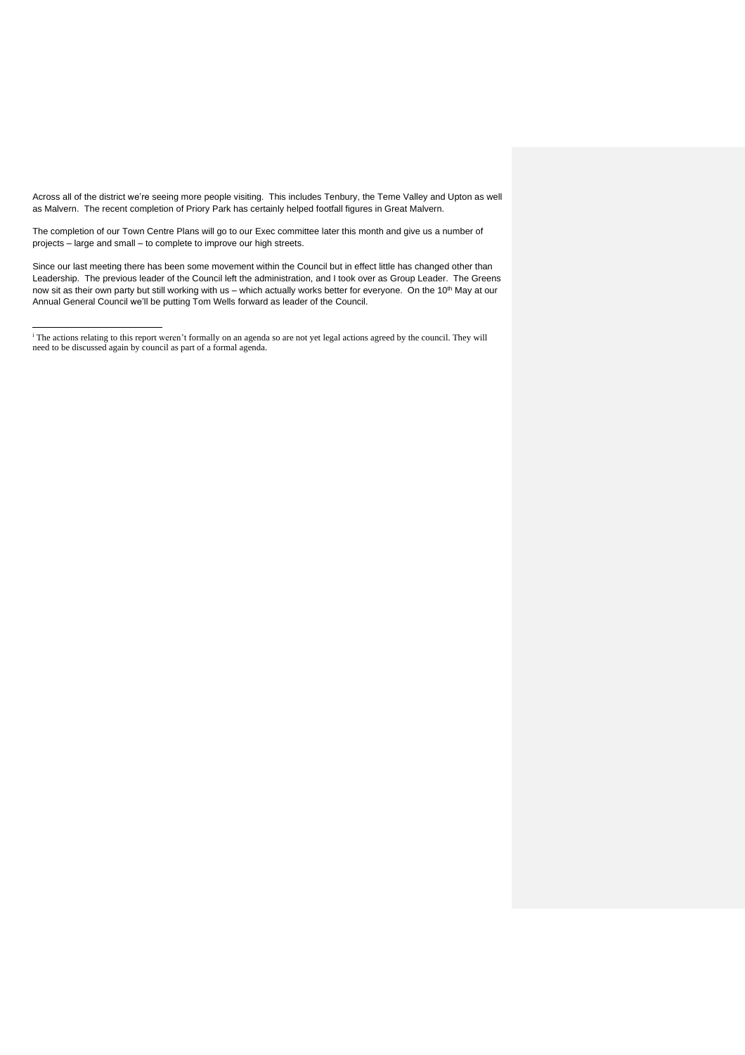Across all of the district we're seeing more people visiting. This includes Tenbury, the Teme Valley and Upton as well as Malvern. The recent completion of Priory Park has certainly helped footfall figures in Great Malvern.

The completion of our Town Centre Plans will go to our Exec committee later this month and give us a number of projects – large and small – to complete to improve our high streets.

Since our last meeting there has been some movement within the Council but in effect little has changed other than Leadership. The previous leader of the Council left the administration, and I took over as Group Leader. The Greens now sit as their own party but still working with us – which actually works better for everyone. On the 10th May at our Annual General Council we'll be putting Tom Wells forward as leader of the Council.

---

[i] The actions relating to this report weren't formally on an agenda so are not yet legal actions agreed by the council. They will need to be discussed again by council as part of a formal agenda.